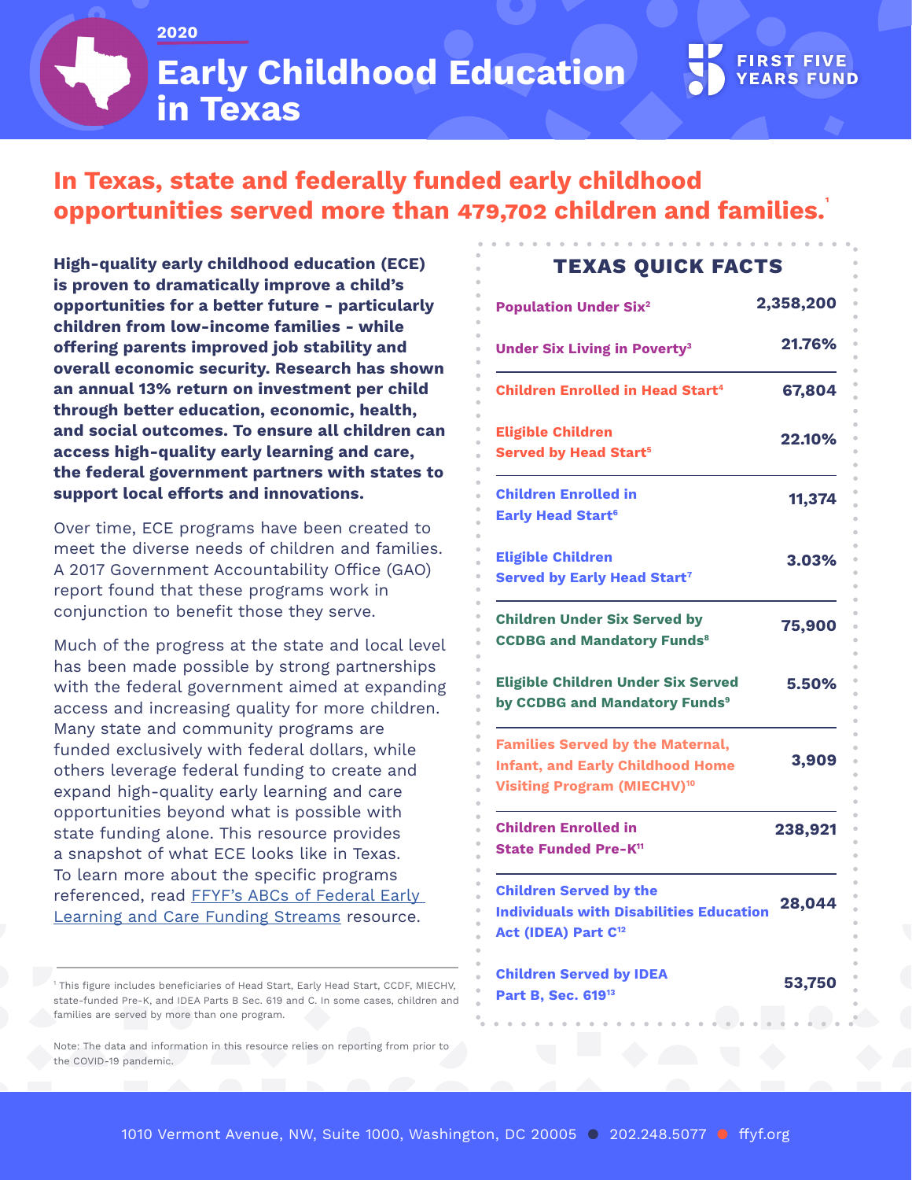2020

# Early Childhood Education in Texas

FIRST FIVE YEARS FUND

## In Texas, state and federally funded early childhood opportunities served more than 479,702 children and families.[1]

**High-quality early childhood education (ECE) is proven to dramatically improve a child's opportunities for a better future - particularly children from low-income families - while offering parents improved job stability and overall economic security. Research has shown an annual 13% return on investment per child through better education, economic, health, and social outcomes. To ensure all children can access high-quality early learning and care, the federal government partners with states to support local efforts and innovations.**

Over time, ECE programs have been created to meet the diverse needs of children and families. A 2017 Government Accountability Office (GAO) report found that these programs work in conjunction to benefit those they serve.

Much of the progress at the state and local level has been made possible by strong partnerships with the federal government aimed at expanding access and increasing quality for more children. Many state and community programs are funded exclusively with federal dollars, while others leverage federal funding to create and expand high-quality early learning and care opportunities beyond what is possible with state funding alone. This resource provides a snapshot of what ECE looks like in Texas. To learn more about the specific programs referenced, read FFYF's ABCs of Federal Early Learning and Care Funding Streams resource.

### TEXAS QUICK FACTS

| | |
|---|---|
| Population Under Six[2] | 2,358,200 |
| Under Six Living in Poverty[3] | 21.76% |
| Children Enrolled in Head Start[4] | 67,804 |
| Eligible Children Served by Head Start[5] | 22.10% |
| Children Enrolled in Early Head Start[6] | 11,374 |
| Eligible Children Served by Early Head Start[7] | 3.03% |
| Children Under Six Served by CCDBG and Mandatory Funds[8] | 75,900 |
| Eligible Children Under Six Served by CCDBG and Mandatory Funds[9] | 5.50% |
| Families Served by the Maternal, Infant, and Early Childhood Home Visiting Program (MIECHV)[10] | 3,909 |
| Children Enrolled in State Funded Pre-K[11] | 238,921 |
| Children Served by the Individuals with Disabilities Education Act (IDEA) Part C[12] | 28,044 |
| Children Served by IDEA Part B, Sec. 619[13] | 53,750 |

[1] This figure includes beneficiaries of Head Start, Early Head Start, CCDF, MIECHV, state-funded Pre-K, and IDEA Parts B Sec. 619 and C. In some cases, children and families are served by more than one program.

Note: The data and information in this resource relies on reporting from prior to the COVID-19 pandemic.

1010 Vermont Avenue, NW, Suite 1000, Washington, DC 20005 ● 202.248.5077 ● ffyf.org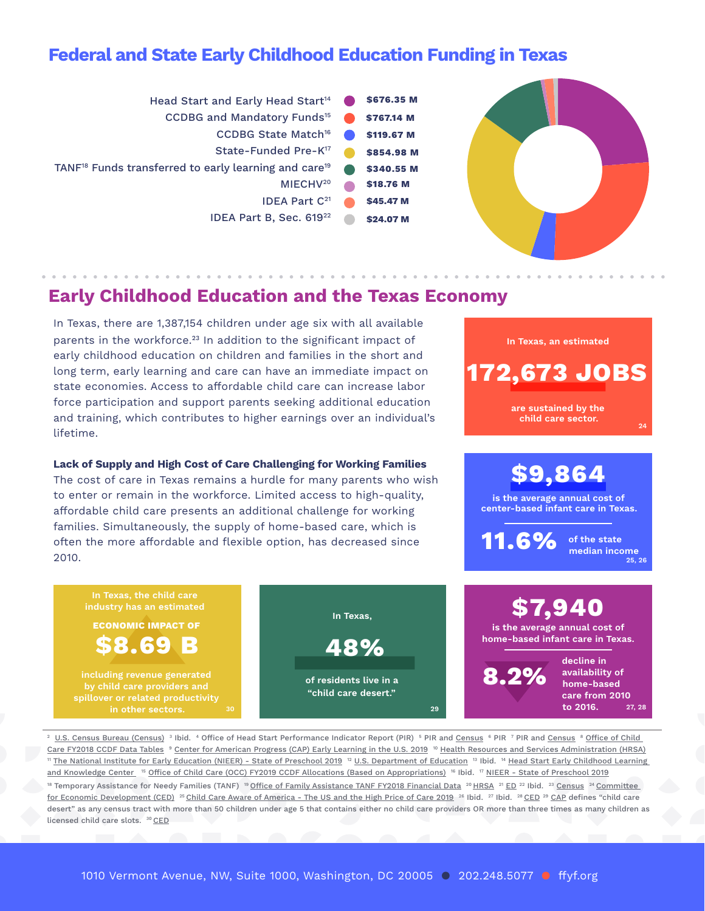## Federal and State Early Childhood Education Funding in Texas

Head Start and Early Head Start[14] $676.35 M
CCDBG and Mandatory Funds[15] $767.14 M
CCDBG State Match[16] $119.67 M
State-Funded Pre-K[17] $854.98 M
TANF[18] Funds transferred to early learning and care[19] $340.55 M
MIECHV[20] $18.76 M
IDEA Part C[21] $45.47 M
IDEA Part B, Sec. 619[22] $24.07 M

## Early Childhood Education and the Texas Economy

In Texas, there are 1,387,154 children under age six with all available parents in the workforce.[23] In addition to the significant impact of early childhood education on children and families in the short and long term, early learning and care can have an immediate impact on state economies. Access to affordable child care can increase labor force participation and support parents seeking additional education and training, which contributes to higher earnings over an individual's lifetime.

**Lack of Supply and High Cost of Care Challenging for Working Families**
The cost of care in Texas remains a hurdle for many parents who wish to enter or remain in the workforce. Limited access to high-quality, affordable child care presents an additional challenge for working families. Simultaneously, the supply of home-based care, which is often the more affordable and flexible option, has decreased since 2010.

In Texas, an estimated **172,673 JOBS** are sustained by the child care sector.[24]

**$9,864** is the average annual cost of center-based infant care in Texas.
**11.6%** of the state median income[25, 26]

In Texas, the child care industry has an estimated ECONOMIC IMPACT OF **$8.69 B** including revenue generated by child care providers and spillover or related productivity in other sectors.[30]

In Texas, **48%** of residents live in a "child care desert."[29]

**$7,940** is the average annual cost of home-based infant care in Texas.
**8.2%** decline in availability of home-based care from 2010 to 2016.[27, 28]

---

[2] U.S. Census Bureau (Census) [3] Ibid. [4] Office of Head Start Performance Indicator Report (PIR) [5] PIR and Census [6] PIR [7] PIR and Census [8] Office of Child Care FY2018 CCDF Data Tables [9] Center for American Progress (CAP) Early Learning in the U.S. 2019 [10] Health Resources and Services Administration (HRSA) [11] The National Institute for Early Education (NIEER) - State of Preschool 2019 [12] U.S. Department of Education [13] Ibid. [14] Head Start Early Childhood Learning and Knowledge Center [15] Office of Child Care (OCC) FY2019 CCDF Allocations (Based on Appropriations) [16] Ibid. [17] NIEER - State of Preschool 2019 [18] Temporary Assistance for Needy Families (TANF) [19] Office of Family Assistance TANF FY2018 Financial Data [20] HRSA [21] ED [22] Ibid. [23] Census [24] Committee for Economic Development (CED) [25] Child Care Aware of America - The US and the High Price of Care 2019 [26] Ibid. [27] Ibid. [28] CED [29] CAP defines "child care desert" as any census tract with more than 50 children under age 5 that contains either no child care providers OR more than three times as many children as licensed child care slots. [30] CED

1010 Vermont Avenue, NW, Suite 1000, Washington, DC 20005 ● 202.248.5077 ● ffyf.org